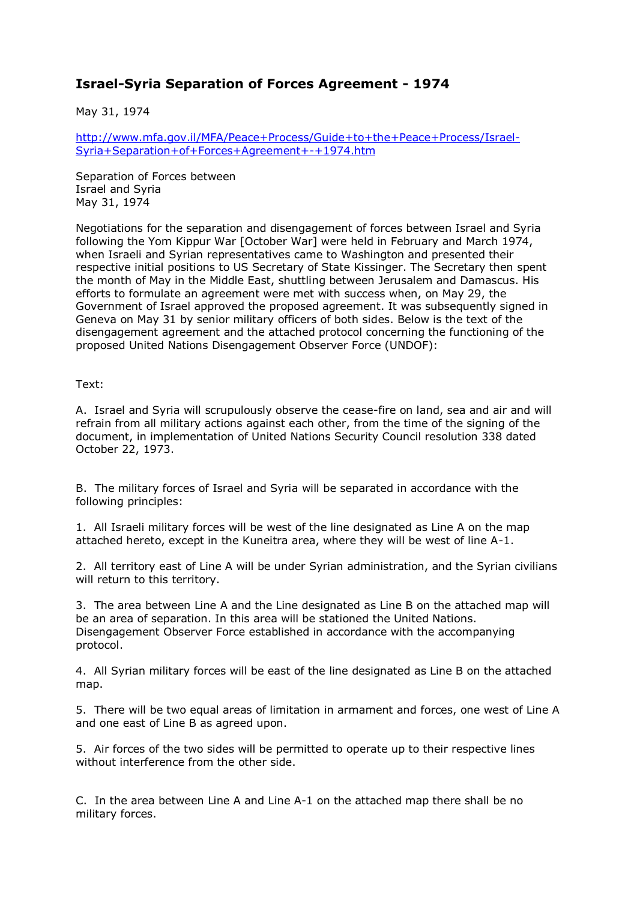# Israel-Syria Separation of Forces Agreement - 1974

May 31, 1974

http://www.mfa.gov.il/MFA/Peace+Process/Guide+to+the+Peace+Process/Israel-Syria+Separation+of+Forces+Agreement+-+1974.htm

Separation of Forces between
Israel and Syria
May 31, 1974

Negotiations for the separation and disengagement of forces between Israel and Syria following the Yom Kippur War [October War] were held in February and March 1974, when Israeli and Syrian representatives came to Washington and presented their respective initial positions to US Secretary of State Kissinger. The Secretary then spent the month of May in the Middle East, shuttling between Jerusalem and Damascus. His efforts to formulate an agreement were met with success when, on May 29, the Government of Israel approved the proposed agreement. It was subsequently signed in Geneva on May 31 by senior military officers of both sides. Below is the text of the disengagement agreement and the attached protocol concerning the functioning of the proposed United Nations Disengagement Observer Force (UNDOF):

Text:

A. Israel and Syria will scrupulously observe the cease-fire on land, sea and air and will refrain from all military actions against each other, from the time of the signing of the document, in implementation of United Nations Security Council resolution 338 dated October 22, 1973.

B. The military forces of Israel and Syria will be separated in accordance with the following principles:

1. All Israeli military forces will be west of the line designated as Line A on the map attached hereto, except in the Kuneitra area, where they will be west of line A-1.

2. All territory east of Line A will be under Syrian administration, and the Syrian civilians will return to this territory.

3. The area between Line A and the Line designated as Line B on the attached map will be an area of separation. In this area will be stationed the United Nations. Disengagement Observer Force established in accordance with the accompanying protocol.

4. All Syrian military forces will be east of the line designated as Line B on the attached map.

5. There will be two equal areas of limitation in armament and forces, one west of Line A and one east of Line B as agreed upon.

5. Air forces of the two sides will be permitted to operate up to their respective lines without interference from the other side.

C. In the area between Line A and Line A-1 on the attached map there shall be no military forces.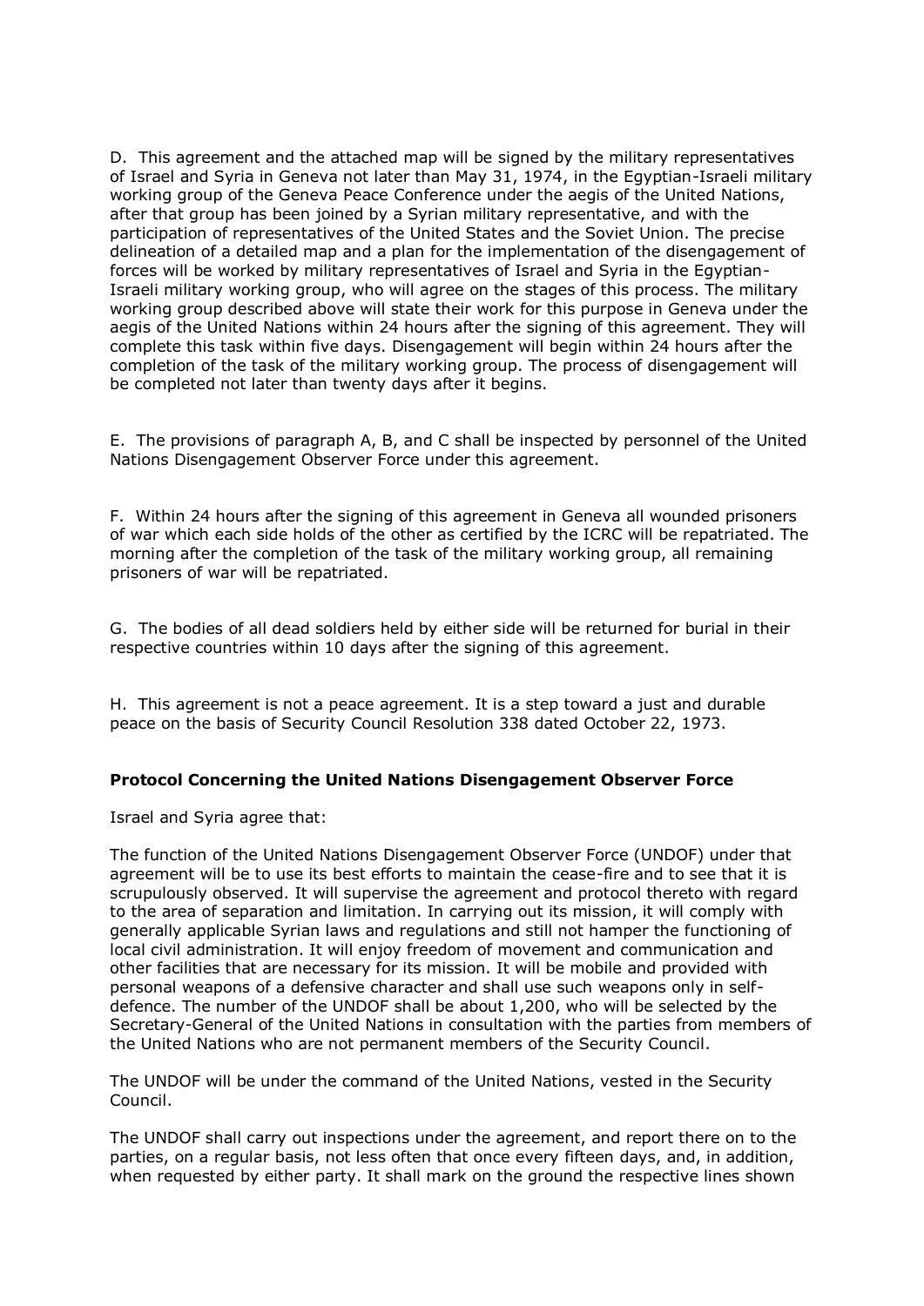D. This agreement and the attached map will be signed by the military representatives of Israel and Syria in Geneva not later than May 31, 1974, in the Egyptian-Israeli military working group of the Geneva Peace Conference under the aegis of the United Nations, after that group has been joined by a Syrian military representative, and with the participation of representatives of the United States and the Soviet Union. The precise delineation of a detailed map and a plan for the implementation of the disengagement of forces will be worked by military representatives of Israel and Syria in the Egyptian-Israeli military working group, who will agree on the stages of this process. The military working group described above will state their work for this purpose in Geneva under the aegis of the United Nations within 24 hours after the signing of this agreement. They will complete this task within five days. Disengagement will begin within 24 hours after the completion of the task of the military working group. The process of disengagement will be completed not later than twenty days after it begins.

E. The provisions of paragraph A, B, and C shall be inspected by personnel of the United Nations Disengagement Observer Force under this agreement.

F. Within 24 hours after the signing of this agreement in Geneva all wounded prisoners of war which each side holds of the other as certified by the ICRC will be repatriated. The morning after the completion of the task of the military working group, all remaining prisoners of war will be repatriated.

G. The bodies of all dead soldiers held by either side will be returned for burial in their respective countries within 10 days after the signing of this agreement.

H. This agreement is not a peace agreement. It is a step toward a just and durable peace on the basis of Security Council Resolution 338 dated October 22, 1973.

**Protocol Concerning the United Nations Disengagement Observer Force**

Israel and Syria agree that:

The function of the United Nations Disengagement Observer Force (UNDOF) under that agreement will be to use its best efforts to maintain the cease-fire and to see that it is scrupulously observed. It will supervise the agreement and protocol thereto with regard to the area of separation and limitation. In carrying out its mission, it will comply with generally applicable Syrian laws and regulations and still not hamper the functioning of local civil administration. It will enjoy freedom of movement and communication and other facilities that are necessary for its mission. It will be mobile and provided with personal weapons of a defensive character and shall use such weapons only in self-defence. The number of the UNDOF shall be about 1,200, who will be selected by the Secretary-General of the United Nations in consultation with the parties from members of the United Nations who are not permanent members of the Security Council.

The UNDOF will be under the command of the United Nations, vested in the Security Council.

The UNDOF shall carry out inspections under the agreement, and report there on to the parties, on a regular basis, not less often that once every fifteen days, and, in addition, when requested by either party. It shall mark on the ground the respective lines shown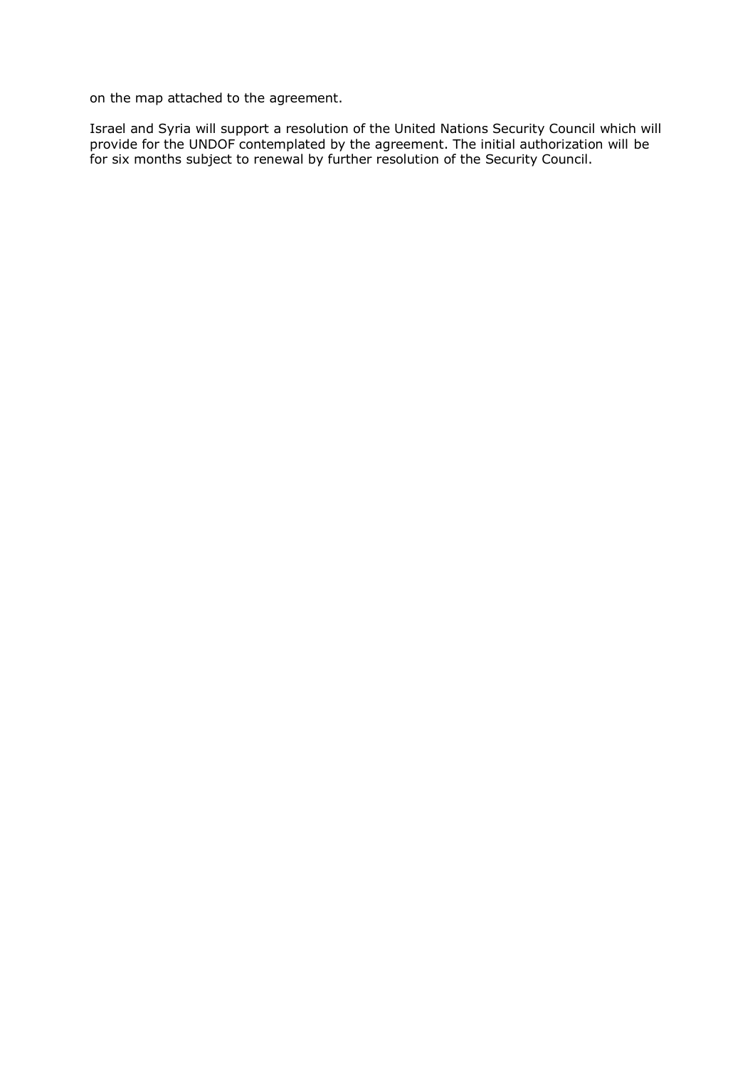on the map attached to the agreement.

Israel and Syria will support a resolution of the United Nations Security Council which will provide for the UNDOF contemplated by the agreement. The initial authorization will be for six months subject to renewal by further resolution of the Security Council.